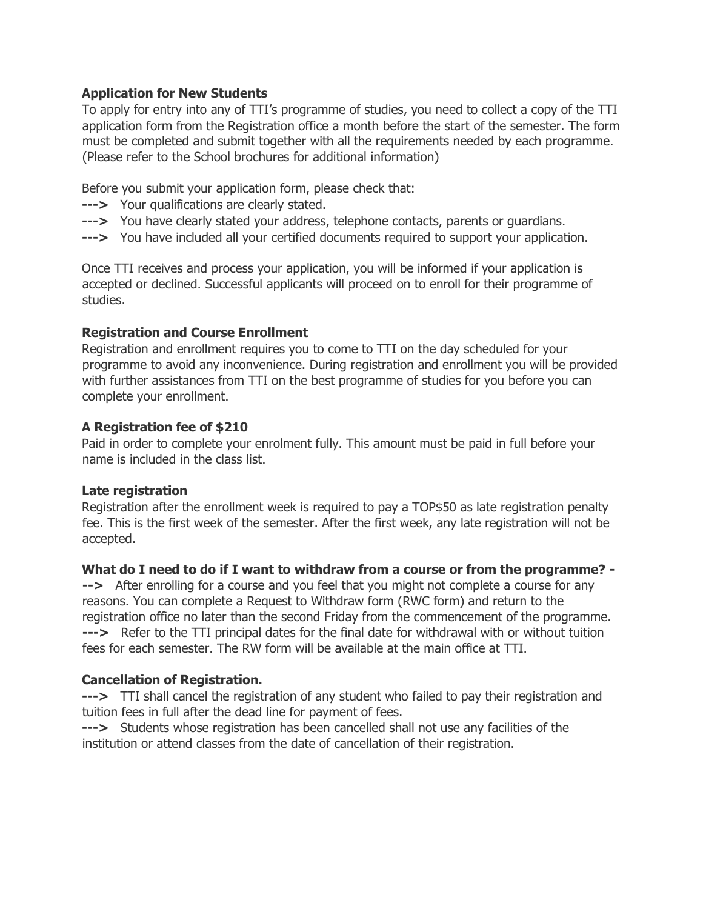**Application for New Students**

To apply for entry into any of TTI's programme of studies, you need to collect a copy of the TTI application form from the Registration office a month before the start of the semester. The form must be completed and submit together with all the requirements needed by each programme. (Please refer to the School brochures for additional information)

Before you submit your application form, please check that:

**--->** Your qualifications are clearly stated.

**--->** You have clearly stated your address, telephone contacts, parents or guardians.

**--->** You have included all your certified documents required to support your application.

Once TTI receives and process your application, you will be informed if your application is accepted or declined. Successful applicants will proceed on to enroll for their programme of studies.

**Registration and Course Enrollment**

Registration and enrollment requires you to come to TTI on the day scheduled for your programme to avoid any inconvenience. During registration and enrollment you will be provided with further assistances from TTI on the best programme of studies for you before you can complete your enrollment.

**A Registration fee of $210**

Paid in order to complete your enrolment fully. This amount must be paid in full before your name is included in the class list.

**Late registration**

Registration after the enrollment week is required to pay a TOP$50 as late registration penalty fee. This is the first week of the semester. After the first week, any late registration will not be accepted.

**What do I need to do if I want to withdraw from a course or from the programme? -**

**-->** After enrolling for a course and you feel that you might not complete a course for any reasons. You can complete a Request to Withdraw form (RWC form) and return to the registration office no later than the second Friday from the commencement of the programme.

**--->** Refer to the TTI principal dates for the final date for withdrawal with or without tuition fees for each semester. The RW form will be available at the main office at TTI.

**Cancellation of Registration.**

**--->** TTI shall cancel the registration of any student who failed to pay their registration and tuition fees in full after the dead line for payment of fees.

**--->** Students whose registration has been cancelled shall not use any facilities of the institution or attend classes from the date of cancellation of their registration.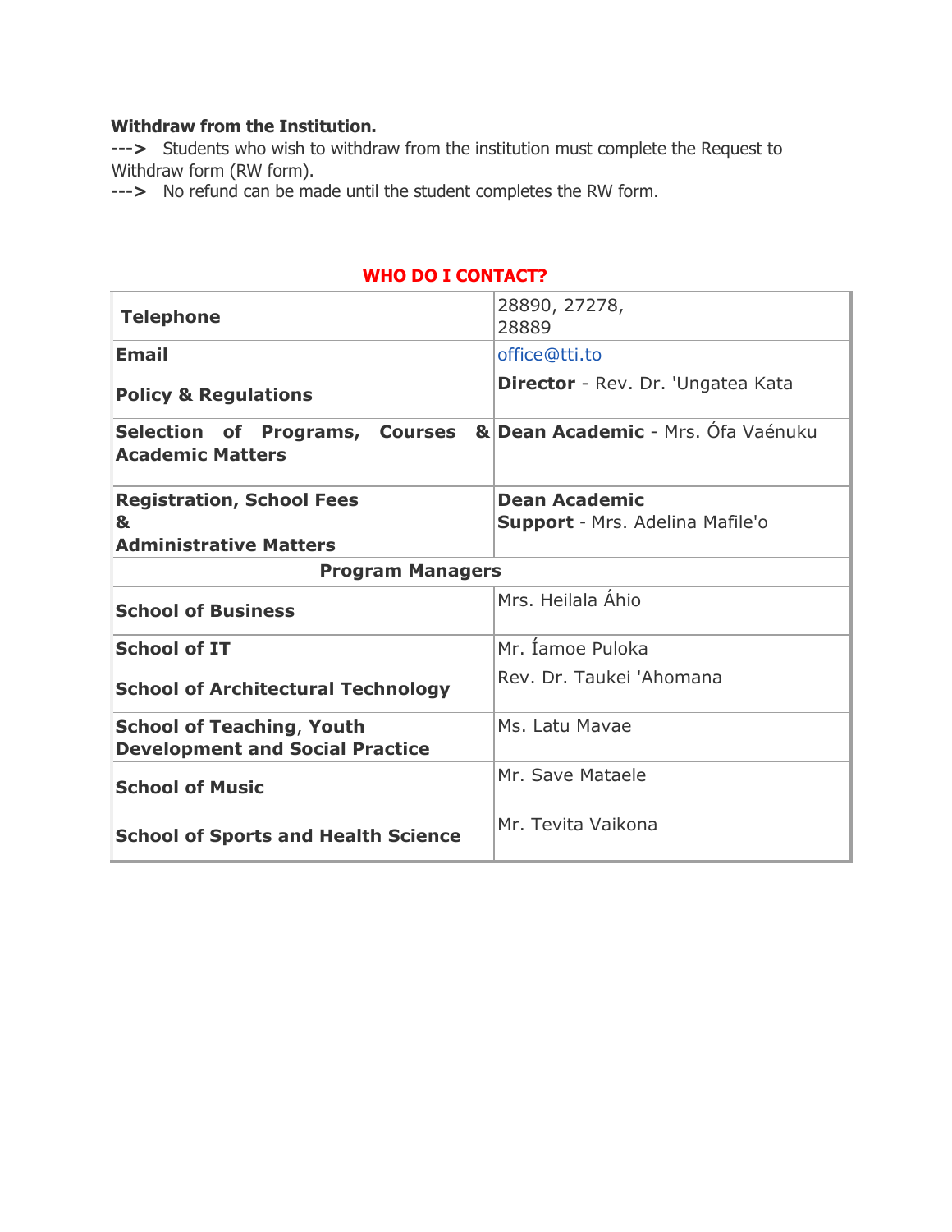**Withdraw from the Institution.**

**--->** Students who wish to withdraw from the institution must complete the Request to Withdraw form (RW form).

**--->** No refund can be made until the student completes the RW form.

## WHO DO I CONTACT?

| | |
|---|---|
| **Telephone** | 28890, 27278, 28889 |
| **Email** | office@tti.to |
| **Policy & Regulations** | **Director** - Rev. Dr. 'Ungatea Kata |
| **Selection of Programs, Courses & Academic Matters** | **Dean Academic** - Mrs. Ófa Vaénuku |
| **Registration, School Fees & Administrative Matters** | **Dean Academic Support** - Mrs. Adelina Mafile'o |
| **Program Managers** | |
| **School of Business** | Mrs. Heilala Áhio |
| **School of IT** | Mr. Íamoe Puloka |
| **School of Architectural Technology** | Rev. Dr. Taukei 'Ahomana |
| **School of Teaching, Youth Development and Social Practice** | Ms. Latu Mavae |
| **School of Music** | Mr. Save Mataele |
| **School of Sports and Health Science** | Mr. Tevita Vaikona |